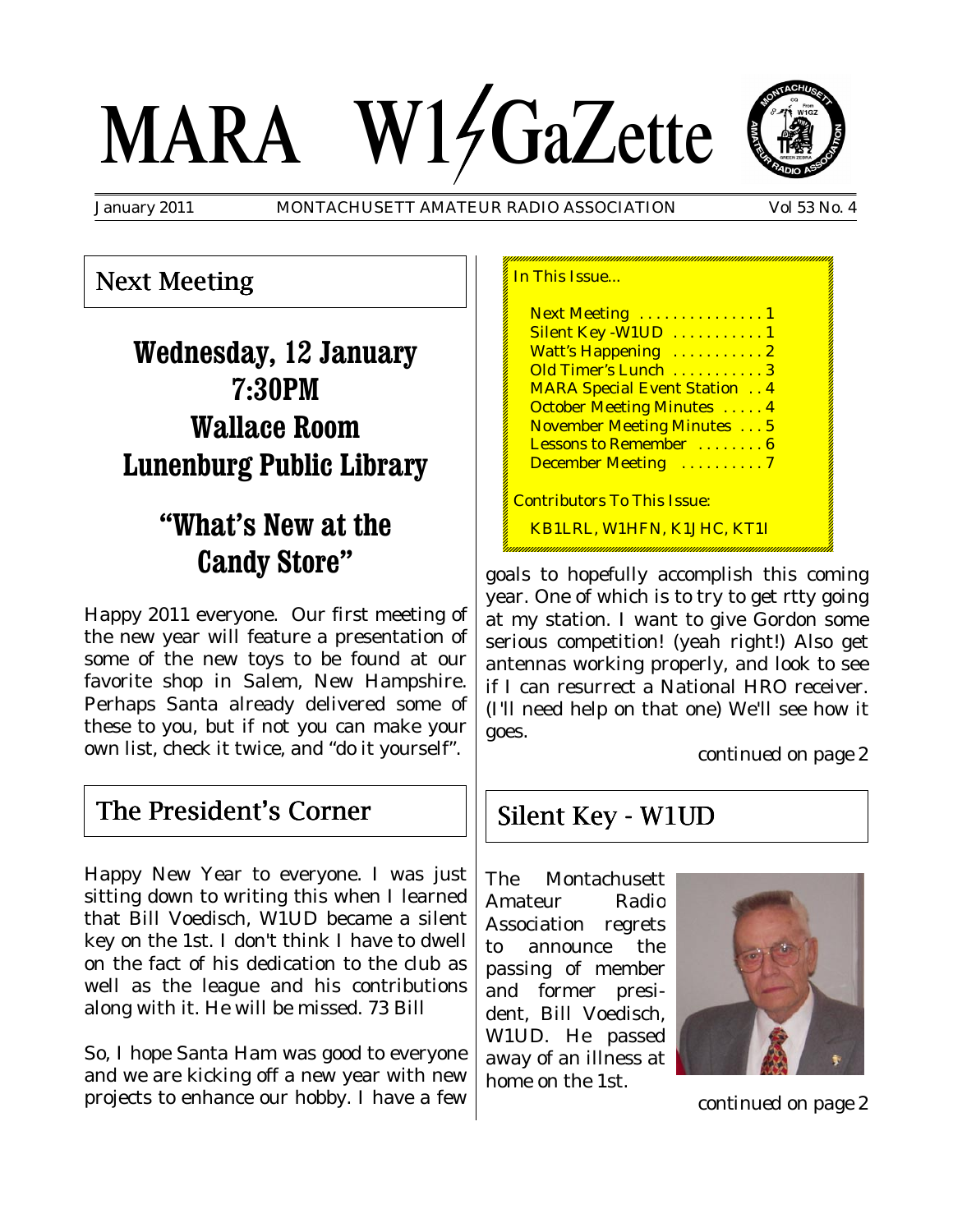# MARA W1GaZette

January 2011 | MONTACHUSETT AMATEUR RADIO ASSOCIATION | Vol 53 No. 4

## Next Meeting

**Wednesday, 12 January**
**7:30PM**
**Wallace Room**
**Lunenburg Public Library**

**"What's New at the Candy Store"**

Happy 2011 everyone. Our first meeting of the new year will feature a presentation of some of the new toys to be found at our favorite shop in Salem, New Hampshire. Perhaps Santa already delivered some of these to you, but if not you can make your own list, check it twice, and "do it yourself".

## The President's Corner

Happy New Year to everyone. I was just sitting down to writing this when I learned that Bill Voedisch, W1UD became a silent key on the 1st. I don't think I have to dwell on the fact of his dedication to the club as well as the league and his contributions along with it. He will be missed. 73 Bill

So, I hope Santa Ham was good to everyone and we are kicking off a new year with new projects to enhance our hobby. I have a few goals to hopefully accomplish this coming year. One of which is to try to get rtty going at my station. I want to give Gordon some serious competition! (yeah right!) Also get antennas working properly, and look to see if I can resurrect a National HRO receiver. (I'll need help on that one) We'll see how it goes.

*continued on page 2*

In This Issue...

- Next Meeting . . . . . . . . . . . . . . . 1
- Silent Key -W1UD . . . . . . . . . . . 1
- Watt's Happening . . . . . . . . . . . 2
- Old Timer's Lunch . . . . . . . . . . . 3
- MARA Special Event Station . . 4
- October Meeting Minutes . . . . . 4
- November Meeting Minutes . . . 5
- Lessons to Remember . . . . . . . . 6
- December Meeting . . . . . . . . . . 7

Contributors To This Issue:

KB1LRL, W1HFN, K1JHC, KT1I

## Silent Key - W1UD

The Montachusett Amateur Radio Association regrets to announce the passing of member and former president, Bill Voedisch, W1UD. He passed away of an illness at home on the 1st.

*continued on page 2*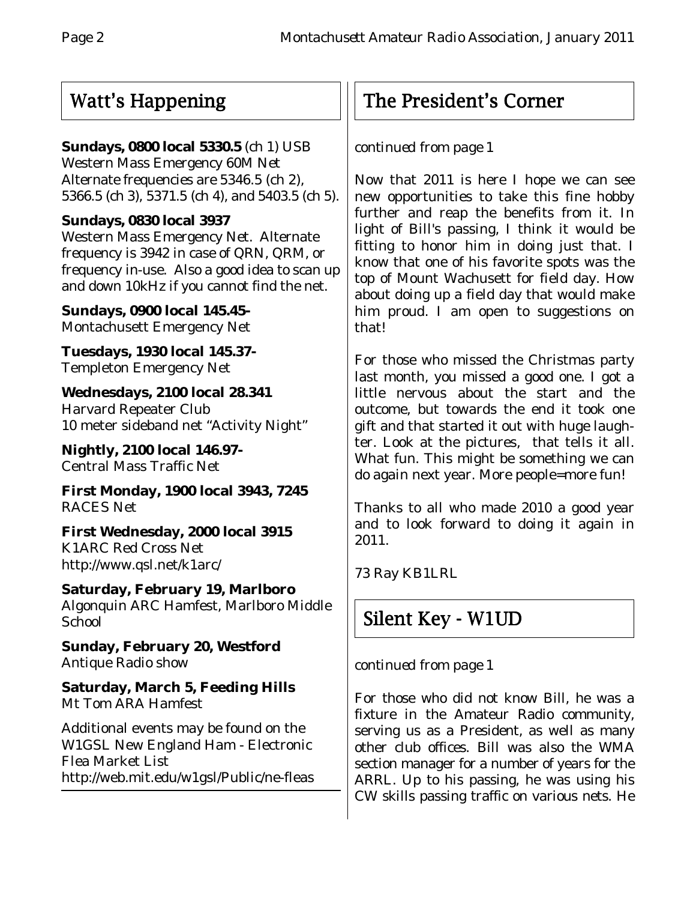## Watt's Happening

**Sundays, 0800 local 5330.5** (ch 1) USB
Western Mass Emergency 60M Net
Alternate frequencies are 5346.5 (ch 2), 5366.5 (ch 3), 5371.5 (ch 4), and 5403.5 (ch 5).

**Sundays, 0830 local 3937**
Western Mass Emergency Net. Alternate frequency is 3942 in case of QRN, QRM, or frequency in-use. Also a good idea to scan up and down 10kHz if you cannot find the net.

**Sundays, 0900 local 145.45-**
Montachusett Emergency Net

**Tuesdays, 1930 local 145.37-**
Templeton Emergency Net

**Wednesdays, 2100 local 28.341**
Harvard Repeater Club
10 meter sideband net "Activity Night"

**Nightly, 2100 local 146.97-**
Central Mass Traffic Net

**First Monday, 1900 local 3943, 7245**
RACES Net

**First Wednesday, 2000 local 3915**
K1ARC Red Cross Net
http://www.qsl.net/k1arc/

**Saturday, February 19, Marlboro**
Algonquin ARC Hamfest, Marlboro Middle School

**Sunday, February 20, Westford**
Antique Radio show

**Saturday, March 5, Feeding Hills**
Mt Tom ARA Hamfest

Additional events may be found on the W1GSL New England Ham - Electronic Flea Market List
http://web.mit.edu/w1gsl/Public/ne-fleas

## The President's Corner

*continued from page 1*

Now that 2011 is here I hope we can see new opportunities to take this fine hobby further and reap the benefits from it. In light of Bill's passing, I think it would be fitting to honor him in doing just that. I know that one of his favorite spots was the top of Mount Wachusett for field day. How about doing up a field day that would make him proud. I am open to suggestions on that!

For those who missed the Christmas party last month, you missed a good one. I got a little nervous about the start and the outcome, but towards the end it took one gift and that started it out with huge laughter. Look at the pictures, that tells it all. What fun. This might be something we can do again next year. More people=more fun!

Thanks to all who made 2010 a good year and to look forward to doing it again in 2011.

73 Ray KB1LRL

## Silent Key - W1UD

*continued from page 1*

For those who did not know Bill, he was a fixture in the Amateur Radio community, serving us as a President, as well as many other club offices. Bill was also the WMA section manager for a number of years for the ARRL. Up to his passing, he was using his CW skills passing traffic on various nets. He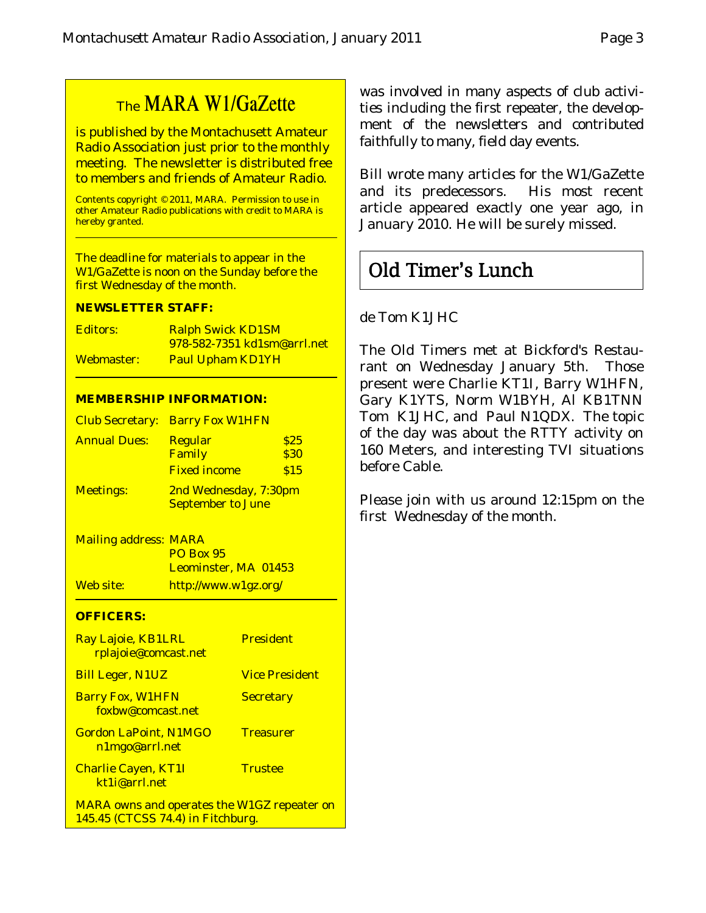## The MARA W1/GaZette

is published by the Montachusett Amateur Radio Association just prior to the monthly meeting. The newsletter is distributed free to members and friends of Amateur Radio.

Contents copyright © 2011, MARA. Permission to use in other Amateur Radio publications with credit to MARA is hereby granted.

The deadline for materials to appear in the W1/GaZette is noon on the Sunday before the first Wednesday of the month.

**NEWSLETTER STAFF:**

| | |
|---|---|
| Editors: | Ralph Swick KD1SM<br>978-582-7351 kd1sm@arrl.net |
| Webmaster: | Paul Upham KD1YH |

**MEMBERSHIP INFORMATION:**

| | | |
|---|---|---|
| Club Secretary: | Barry Fox W1HFN | |
| Annual Dues: | Regular | $25 |
| | Family | $30 |
| | Fixed income | $15 |
| Meetings: | 2nd Wednesday, 7:30pm<br>September to June | |

| | |
|---|---|
| Mailing address: | MARA<br>PO Box 95<br>Leominster, MA 01453 |
| Web site: | http://www.w1gz.org/ |

**OFFICERS:**

| | |
|---|---|
| Ray Lajoie, KB1LRL<br>rplajoie@comcast.net | President |
| Bill Leger, N1UZ | Vice President |
| Barry Fox, W1HFN<br>foxbw@comcast.net | Secretary |
| Gordon LaPoint, N1MGO<br>n1mgo@arrl.net | Treasurer |
| Charlie Cayen, KT1I<br>kt1i@arrl.net | Trustee |

MARA owns and operates the W1GZ repeater on 145.45 (CTCSS 74.4) in Fitchburg.

was involved in many aspects of club activities including the first repeater, the development of the newsletters and contributed faithfully to many, field day events.

Bill wrote many articles for the W1/GaZette and its predecessors. His most recent article appeared exactly one year ago, in January 2010. He will be surely missed.

## Old Timer's Lunch

de Tom K1JHC

The Old Timers met at Bickford's Restaurant on Wednesday January 5th. Those present were Charlie KT1I, Barry W1HFN, Gary K1YTS, Norm W1BYH, Al KB1TNN Tom K1JHC, and Paul N1QDX. The topic of the day was about the RTTY activity on 160 Meters, and interesting TVI situations before Cable.

Please join with us around 12:15pm on the first Wednesday of the month.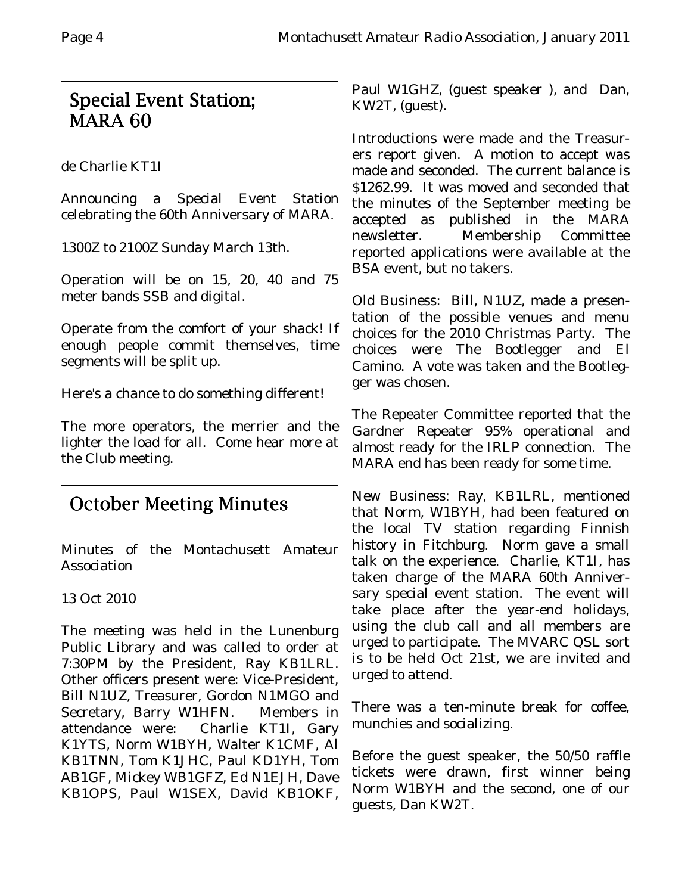## Special Event Station; MARA 60

de Charlie KT1I

Announcing a Special Event Station celebrating the 60th Anniversary of MARA.

1300Z to 2100Z Sunday March 13th.

Operation will be on 15, 20, 40 and 75 meter bands SSB and digital.

Operate from the comfort of your shack! If enough people commit themselves, time segments will be split up.

Here's a chance to do something different!

The more operators, the merrier and the lighter the load for all. Come hear more at the Club meeting.

## October Meeting Minutes

Minutes of the Montachusett Amateur Association

13 Oct 2010

The meeting was held in the Lunenburg Public Library and was called to order at 7:30PM by the President, Ray KB1LRL. Other officers present were: Vice-President, Bill N1UZ, Treasurer, Gordon N1MGO and Secretary, Barry W1HFN. Members in attendance were: Charlie KT1I, Gary K1YTS, Norm W1BYH, Walter K1CMF, Al KB1TNN, Tom K1JHC, Paul KD1YH, Tom AB1GF, Mickey WB1GFZ, Ed N1EJH, Dave KB1OPS, Paul W1SEX, David KB1OKF, Paul W1GHZ, (guest speaker ), and Dan, KW2T, (guest).

Introductions were made and the Treasurers report given. A motion to accept was made and seconded. The current balance is $1262.99. It was moved and seconded that the minutes of the September meeting be accepted as published in the MARA newsletter. Membership Committee reported applications were available at the BSA event, but no takers.

Old Business: Bill, N1UZ, made a presentation of the possible venues and menu choices for the 2010 Christmas Party. The choices were The Bootlegger and El Camino. A vote was taken and the Bootlegger was chosen.

The Repeater Committee reported that the Gardner Repeater 95% operational and almost ready for the IRLP connection. The MARA end has been ready for some time.

New Business: Ray, KB1LRL, mentioned that Norm, W1BYH, had been featured on the local TV station regarding Finnish history in Fitchburg. Norm gave a small talk on the experience. Charlie, KT1I, has taken charge of the MARA 60th Anniversary special event station. The event will take place after the year-end holidays, using the club call and all members are urged to participate. The MVARC QSL sort is to be held Oct 21st, we are invited and urged to attend.

There was a ten-minute break for coffee, munchies and socializing.

Before the guest speaker, the 50/50 raffle tickets were drawn, first winner being Norm W1BYH and the second, one of our guests, Dan KW2T.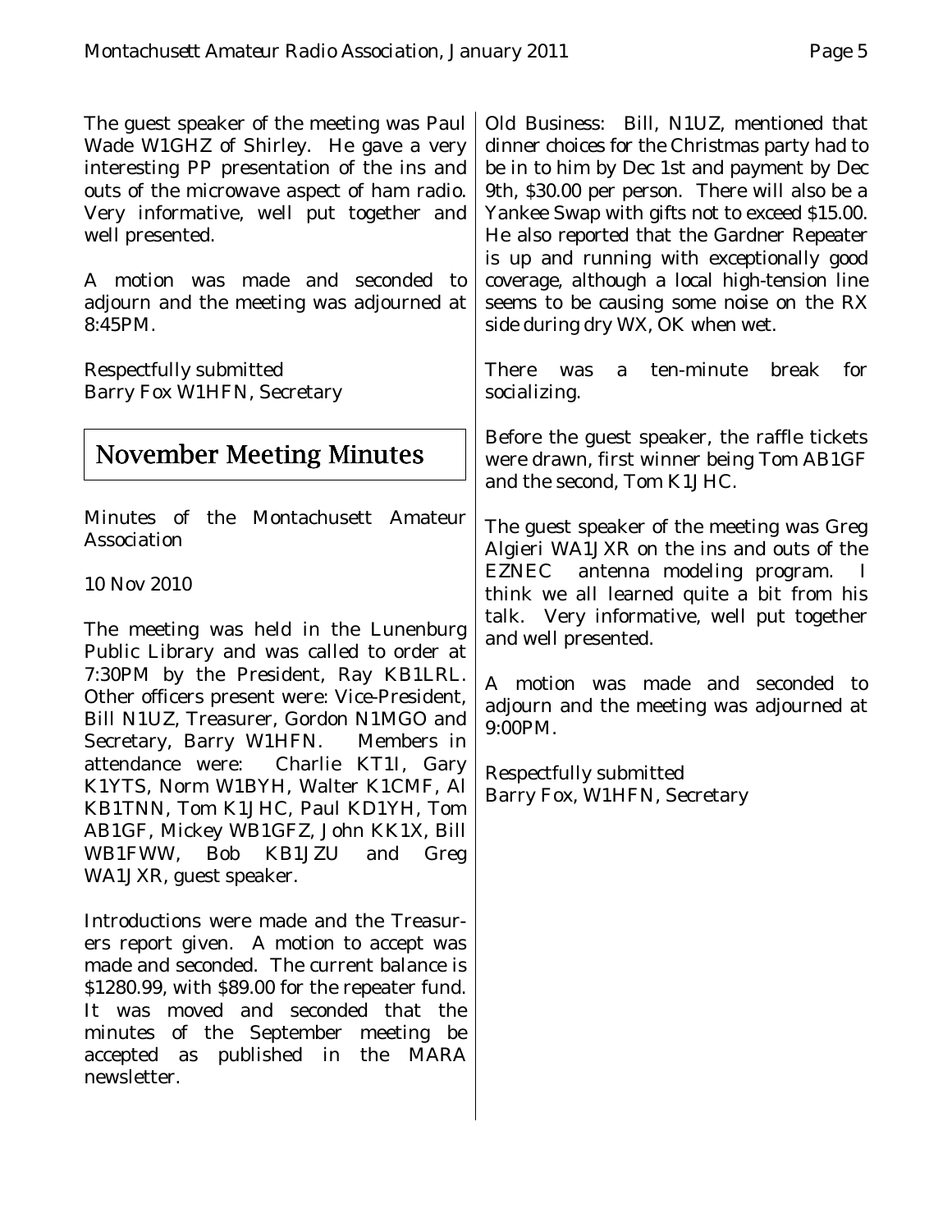The guest speaker of the meeting was Paul Wade W1GHZ of Shirley. He gave a very interesting PP presentation of the ins and outs of the microwave aspect of ham radio. Very informative, well put together and well presented.

A motion was made and seconded to adjourn and the meeting was adjourned at 8:45PM.

Respectfully submitted
Barry Fox W1HFN, Secretary

## November Meeting Minutes

Minutes of the Montachusett Amateur Association

10 Nov 2010

The meeting was held in the Lunenburg Public Library and was called to order at 7:30PM by the President, Ray KB1LRL. Other officers present were: Vice-President, Bill N1UZ, Treasurer, Gordon N1MGO and Secretary, Barry W1HFN. Members in attendance were: Charlie KT1I, Gary K1YTS, Norm W1BYH, Walter K1CMF, Al KB1TNN, Tom K1JHC, Paul KD1YH, Tom AB1GF, Mickey WB1GFZ, John KK1X, Bill WB1FWW, Bob KB1JZU and Greg WA1JXR, guest speaker.

Introductions were made and the Treasurers report given. A motion to accept was made and seconded. The current balance is $1280.99, with $89.00 for the repeater fund. It was moved and seconded that the minutes of the September meeting be accepted as published in the MARA newsletter.

Old Business: Bill, N1UZ, mentioned that dinner choices for the Christmas party had to be in to him by Dec 1st and payment by Dec 9th, $30.00 per person. There will also be a Yankee Swap with gifts not to exceed $15.00. He also reported that the Gardner Repeater is up and running with exceptionally good coverage, although a local high-tension line seems to be causing some noise on the RX side during dry WX, OK when wet.

There was a ten-minute break for socializing.

Before the guest speaker, the raffle tickets were drawn, first winner being Tom AB1GF and the second, Tom K1JHC.

The guest speaker of the meeting was Greg Algieri WA1JXR on the ins and outs of the EZNEC antenna modeling program. I think we all learned quite a bit from his talk. Very informative, well put together and well presented.

A motion was made and seconded to adjourn and the meeting was adjourned at 9:00PM.

Respectfully submitted
Barry Fox, W1HFN, Secretary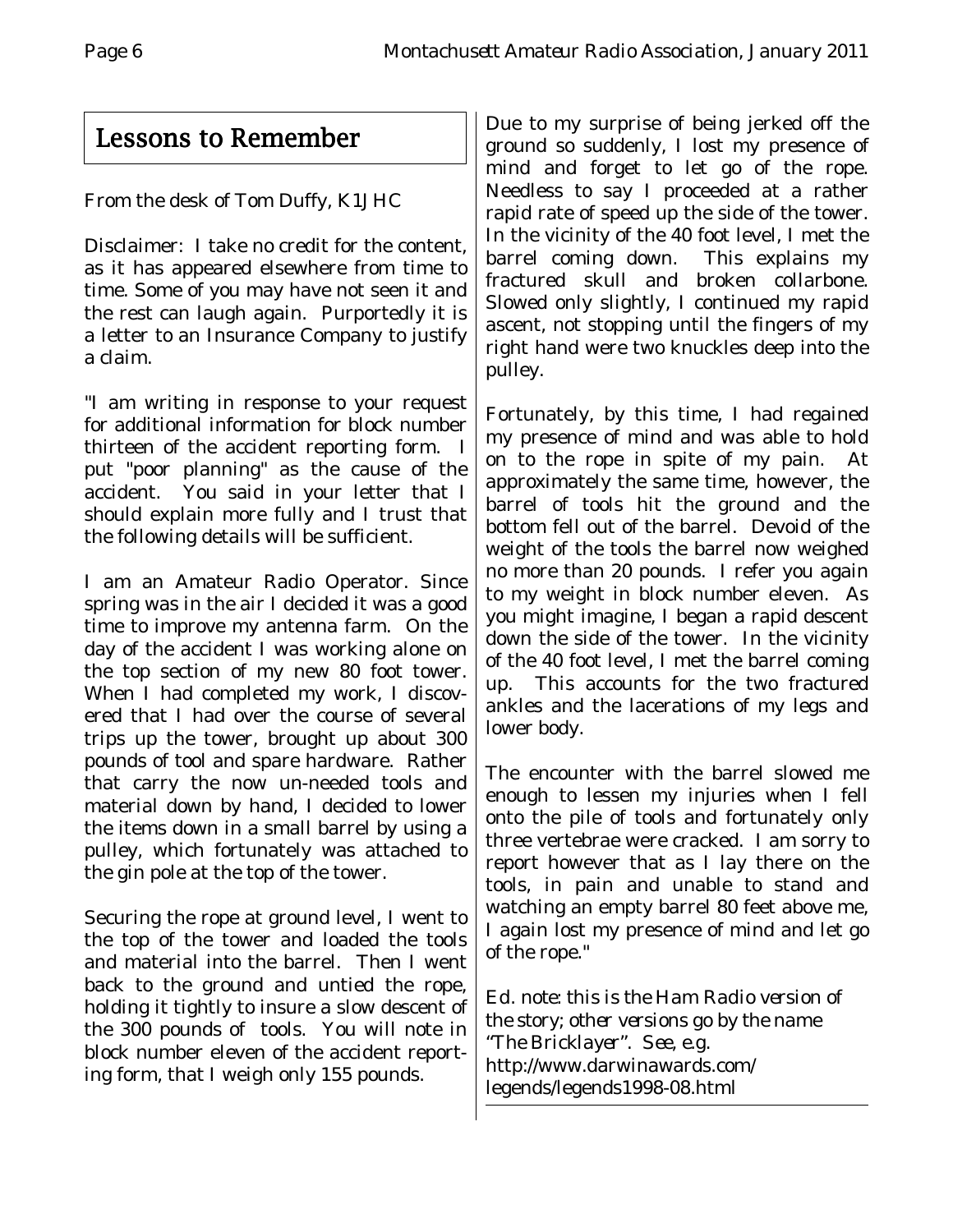# Lessons to Remember

From the desk of Tom Duffy, K1JHC

Disclaimer: I take no credit for the content, as it has appeared elsewhere from time to time. Some of you may have not seen it and the rest can laugh again. Purportedly it is a letter to an Insurance Company to justify a claim.

"I am writing in response to your request for additional information for block number thirteen of the accident reporting form. I put "poor planning" as the cause of the accident. You said in your letter that I should explain more fully and I trust that the following details will be sufficient.

I am an Amateur Radio Operator. Since spring was in the air I decided it was a good time to improve my antenna farm. On the day of the accident I was working alone on the top section of my new 80 foot tower. When I had completed my work, I discovered that I had over the course of several trips up the tower, brought up about 300 pounds of tool and spare hardware. Rather that carry the now un-needed tools and material down by hand, I decided to lower the items down in a small barrel by using a pulley, which fortunately was attached to the gin pole at the top of the tower.

Securing the rope at ground level, I went to the top of the tower and loaded the tools and material into the barrel. Then I went back to the ground and untied the rope, holding it tightly to insure a slow descent of the 300 pounds of tools. You will note in block number eleven of the accident reporting form, that I weigh only 155 pounds.

Due to my surprise of being jerked off the ground so suddenly, I lost my presence of mind and forget to let go of the rope. Needless to say I proceeded at a rather rapid rate of speed up the side of the tower. In the vicinity of the 40 foot level, I met the barrel coming down. This explains my fractured skull and broken collarbone. Slowed only slightly, I continued my rapid ascent, not stopping until the fingers of my right hand were two knuckles deep into the pulley.

Fortunately, by this time, I had regained my presence of mind and was able to hold on to the rope in spite of my pain. At approximately the same time, however, the barrel of tools hit the ground and the bottom fell out of the barrel. Devoid of the weight of the tools the barrel now weighed no more than 20 pounds. I refer you again to my weight in block number eleven. As you might imagine, I began a rapid descent down the side of the tower. In the vicinity of the 40 foot level, I met the barrel coming up. This accounts for the two fractured ankles and the lacerations of my legs and lower body.

The encounter with the barrel slowed me enough to lessen my injuries when I fell onto the pile of tools and fortunately only three vertebrae were cracked. I am sorry to report however that as I lay there on the tools, in pain and unable to stand and watching an empty barrel 80 feet above me, I again lost my presence of mind and let go of the rope."

*Ed. note: this is the Ham Radio version of the story; other versions go by the name "The Bricklayer". See, e.g. http://www.darwinawards.com/legends/legends1998-08.html*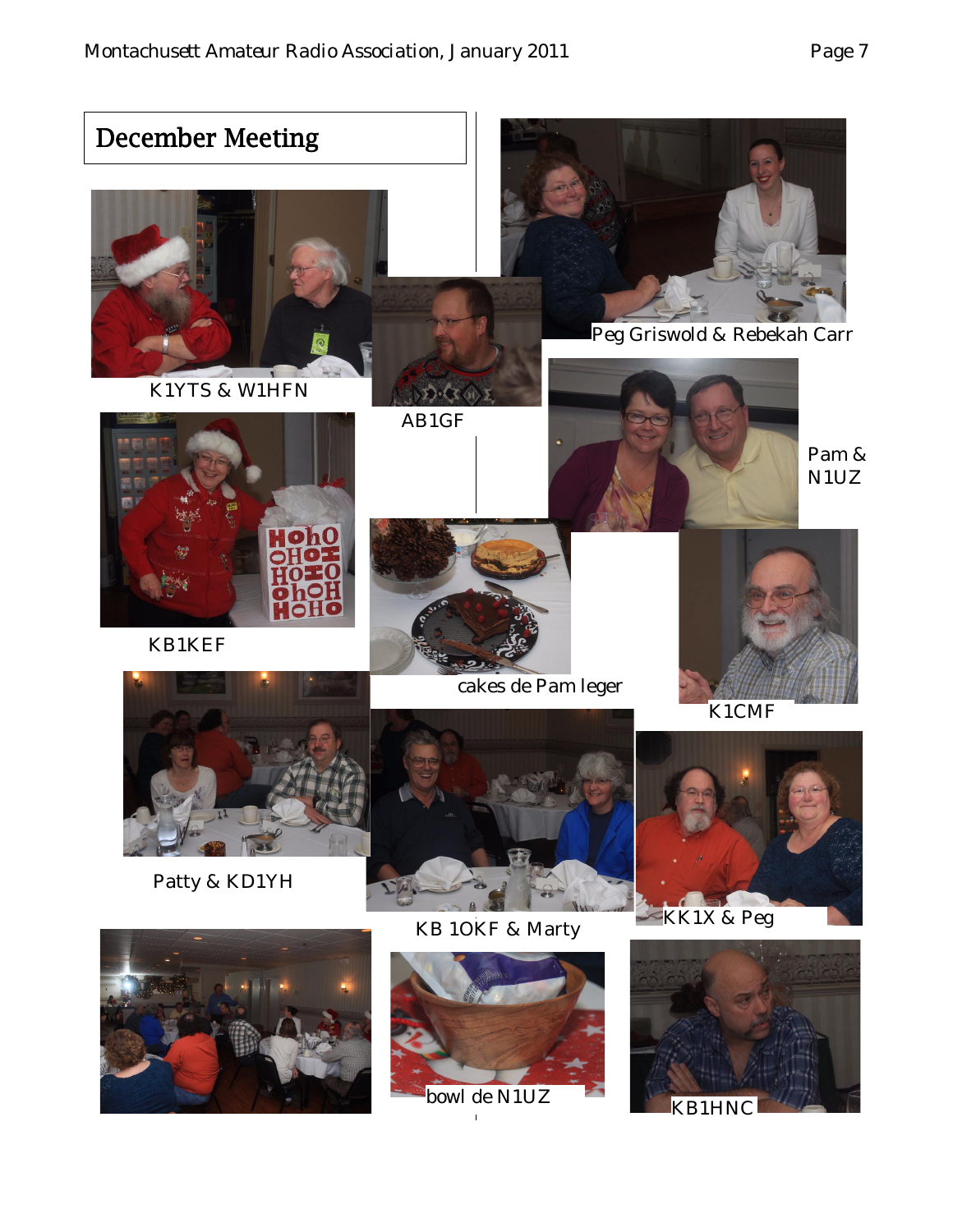## December Meeting

K1YTS & W1HFN

AB1GF

Peg Griswold & Rebekah Carr

Pam & N1UZ

KB1KEF

cakes de Pam leger

K1CMF

Patty & KD1YH

KB 1OKF & Marty

KK1X & Peg

bowl de N1UZ

KB1HNC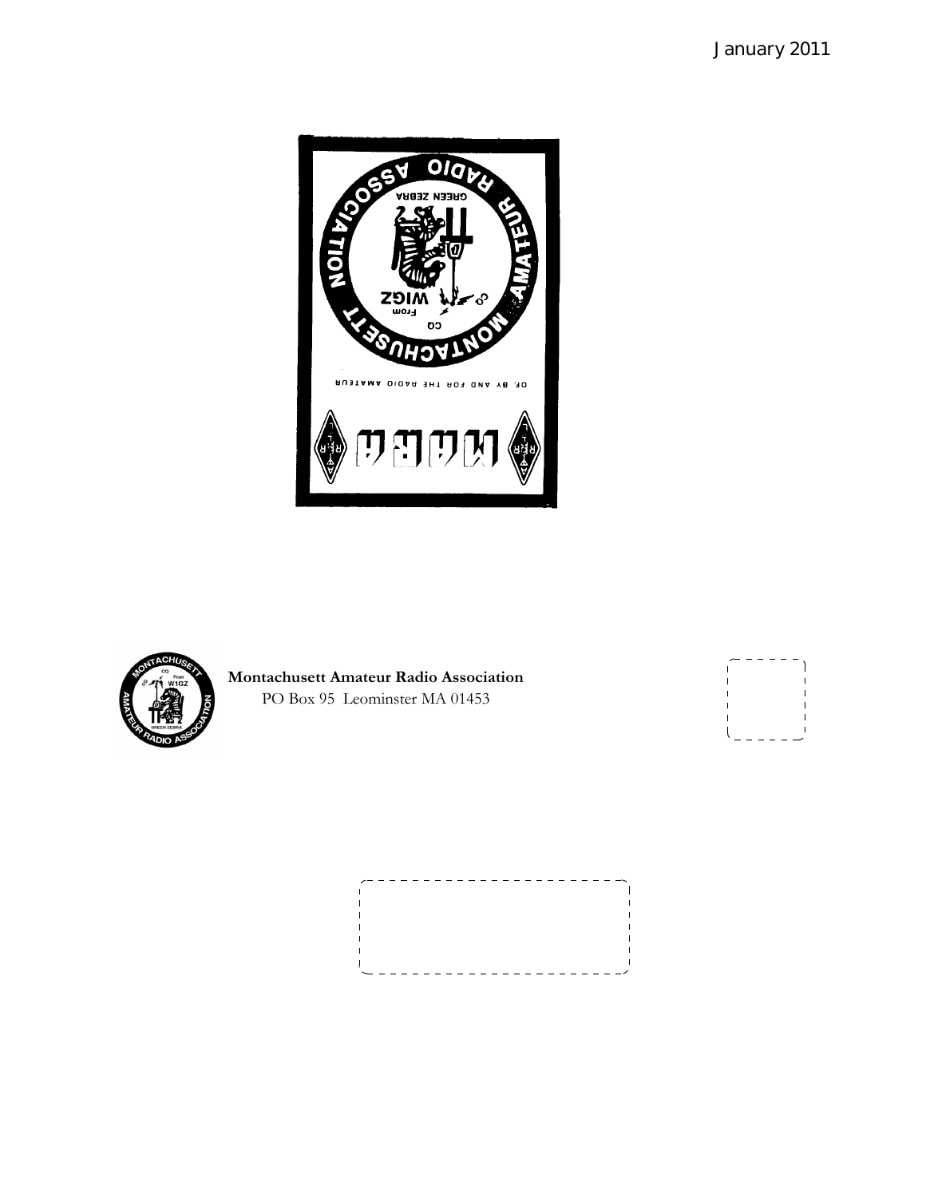January 2011

**Montachusett Amateur Radio Association**

PO Box 95 Leominster MA 01453